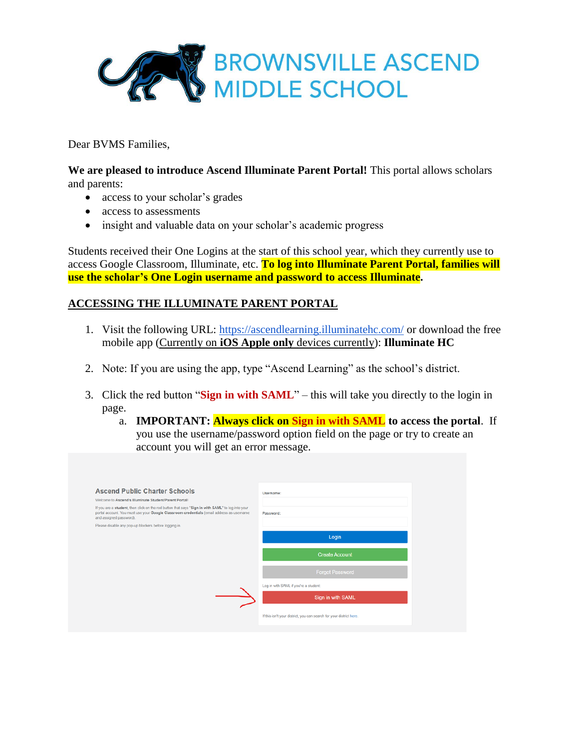# BROWNSVILLE ASCEND MIDDLE SCHOOL

Dear BVMS Families,

**We are pleased to introduce Ascend Illuminate Parent Portal!** This portal allows scholars and parents:

- access to your scholar's grades
- access to assessments
- insight and valuable data on your scholar's academic progress

Students received their One Logins at the start of this school year, which they currently use to access Google Classroom, Illuminate, etc. **To log into Illuminate Parent Portal, families will use the scholar's One Login username and password to access Illuminate.**

## ACCESSING THE ILLUMINATE PARENT PORTAL

1. Visit the following URL: https://ascendlearning.illuminatehc.com/ or download the free mobile app (Currently on **iOS Apple only** devices currently): **Illuminate HC**
2. Note: If you are using the app, type "Ascend Learning" as the school's district.
3. Click the red button "**Sign in with SAML**" – this will take you directly to the login in page.
   a. **IMPORTANT: Always click on Sign in with SAML to access the portal**. If you use the username/password option field on the page or try to create an account you will get an error message.

Ascend Public Charter Schools

Welcome to Ascend's Illuminate Student/Parent Portal!

If you are a **student**, then click on the red button that says "**Sign in with SAML**" to log into your portal account. You must use your **Google Classroom credentials** (email address as username and assigned password).

Please disable any pop-up blockers before logging in.

Username:

Password:

Login

Create Account

Forgot Password

Log in with SAML if you're a student:

Sign in with SAML

If this isn't your district, you can search for your district here.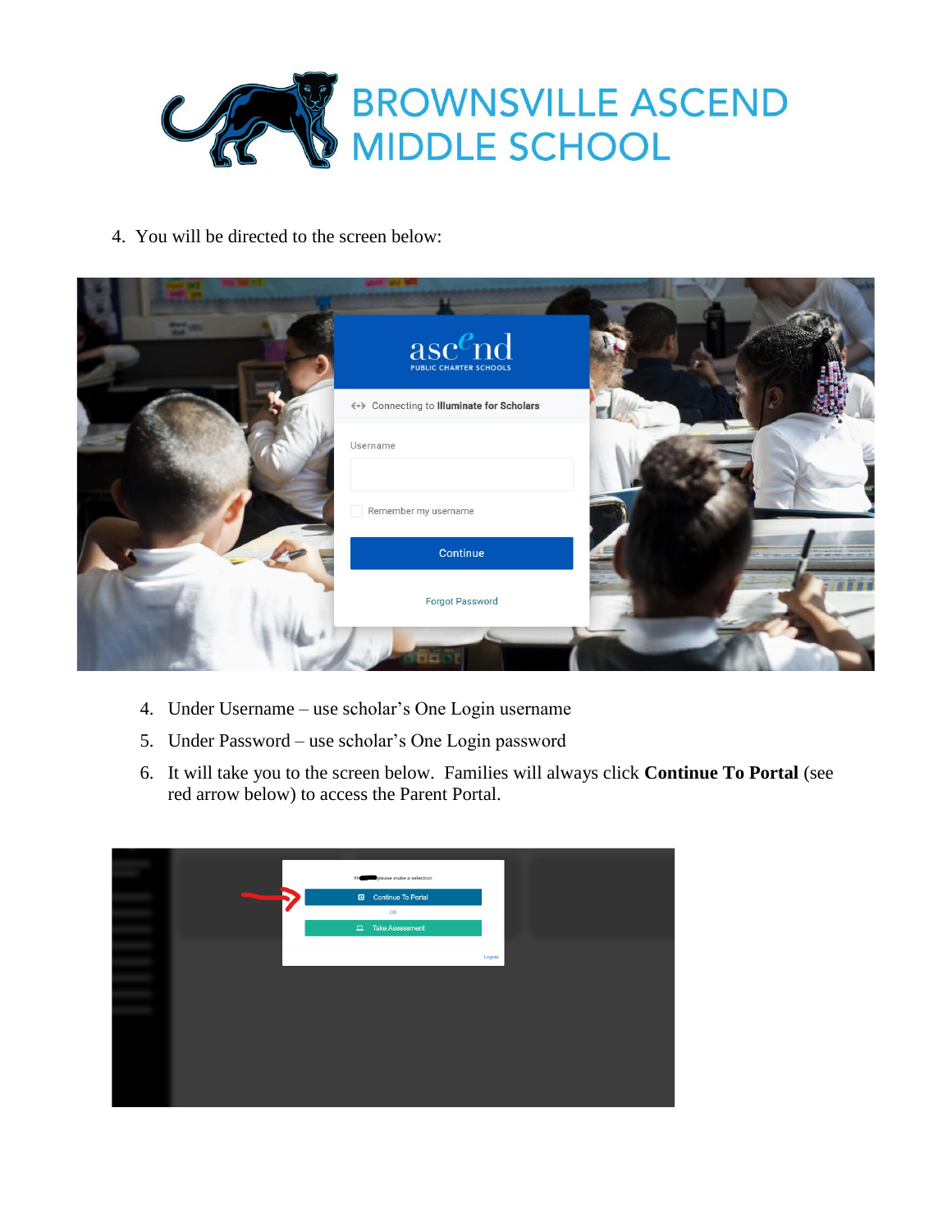# BROWNSVILLE ASCEND MIDDLE SCHOOL

4. You will be directed to the screen below:

4. Under Username – use scholar's One Login username
5. Under Password – use scholar's One Login password
6. It will take you to the screen below. Families will always click **Continue To Portal** (see red arrow below) to access the Parent Portal.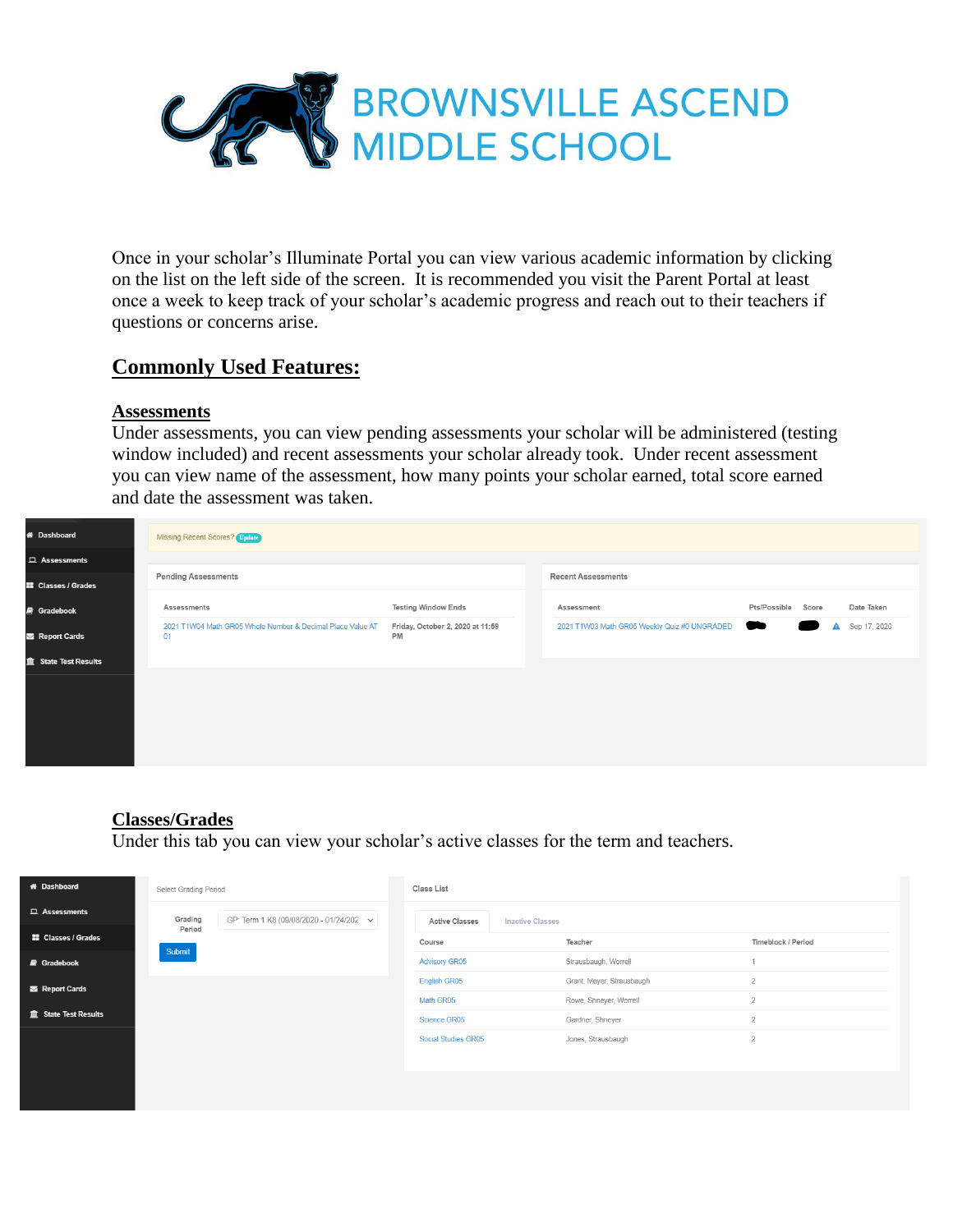BROWNSVILLE ASCEND MIDDLE SCHOOL

Once in your scholar's Illuminate Portal you can view various academic information by clicking on the list on the left side of the screen. It is recommended you visit the Parent Portal at least once a week to keep track of your scholar's academic progress and reach out to their teachers if questions or concerns arise.

## Commonly Used Features:

### Assessments

Under assessments, you can view pending assessments your scholar will be administered (testing window included) and recent assessments your scholar already took. Under recent assessment you can view name of the assessment, how many points your scholar earned, total score earned and date the assessment was taken.

- Dashboard
- Assessments
- Classes / Grades
- Gradebook
- Report Cards
- State Test Results

Missing Recent Scores? Update

**Pending Assessments**

| Assessments | Testing Window Ends |
|---|---|
| 2021 T1W04 Math GR05 Whole Number & Decimal Place Value AT 01 | Friday, October 2, 2020 at 11:59 PM |

**Recent Assessments**

| Assessment | Pts/Possible | Score | Date Taken |
|---|---|---|---|
| 2021 T1W03 Math GR05 Weekly Quiz #0 UNGRADED | | | Sep 17, 2020 |

### Classes/Grades

Under this tab you can view your scholar's active classes for the term and teachers.

- Dashboard
- Assessments
- Classes / Grades
- Gradebook
- Report Cards
- State Test Results

Select Grading Period

Grading Period: GP: Term 1 K8 (09/08/2020 - 01/24/202

Submit

**Class List**

Active Classes | Inactive Classes

| Course | Teacher | Timeblock / Period |
|---|---|---|
| Advisory GR05 | Strausbaugh, Worrell | 1 |
| English GR05 | Grant, Meyer, Strausbaugh | 2 |
| Math GR05 | Rowe, Shneyer, Worrell | 2 |
| Science GR05 | Gardner, Shneyer | 2 |
| Social Studies GR05 | Jones, Strausbaugh | 2 |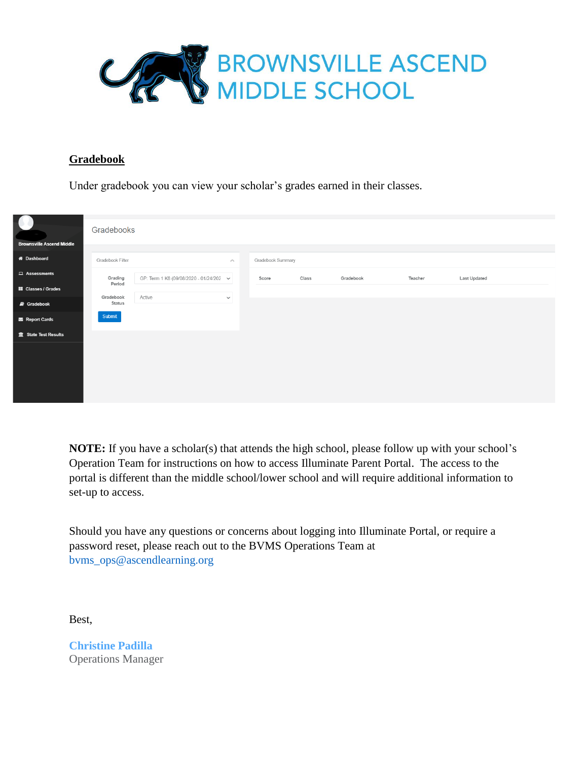BROWNSVILLE ASCEND MIDDLE SCHOOL

## Gradebook

Under gradebook you can view your scholar's grades earned in their classes.

**NOTE:** If you have a scholar(s) that attends the high school, please follow up with your school's Operation Team for instructions on how to access Illuminate Parent Portal. The access to the portal is different than the middle school/lower school and will require additional information to set-up to access.

Should you have any questions or concerns about logging into Illuminate Portal, or require a password reset, please reach out to the BVMS Operations Team at bvms_ops@ascendlearning.org

Best,

**Christine Padilla**
Operations Manager